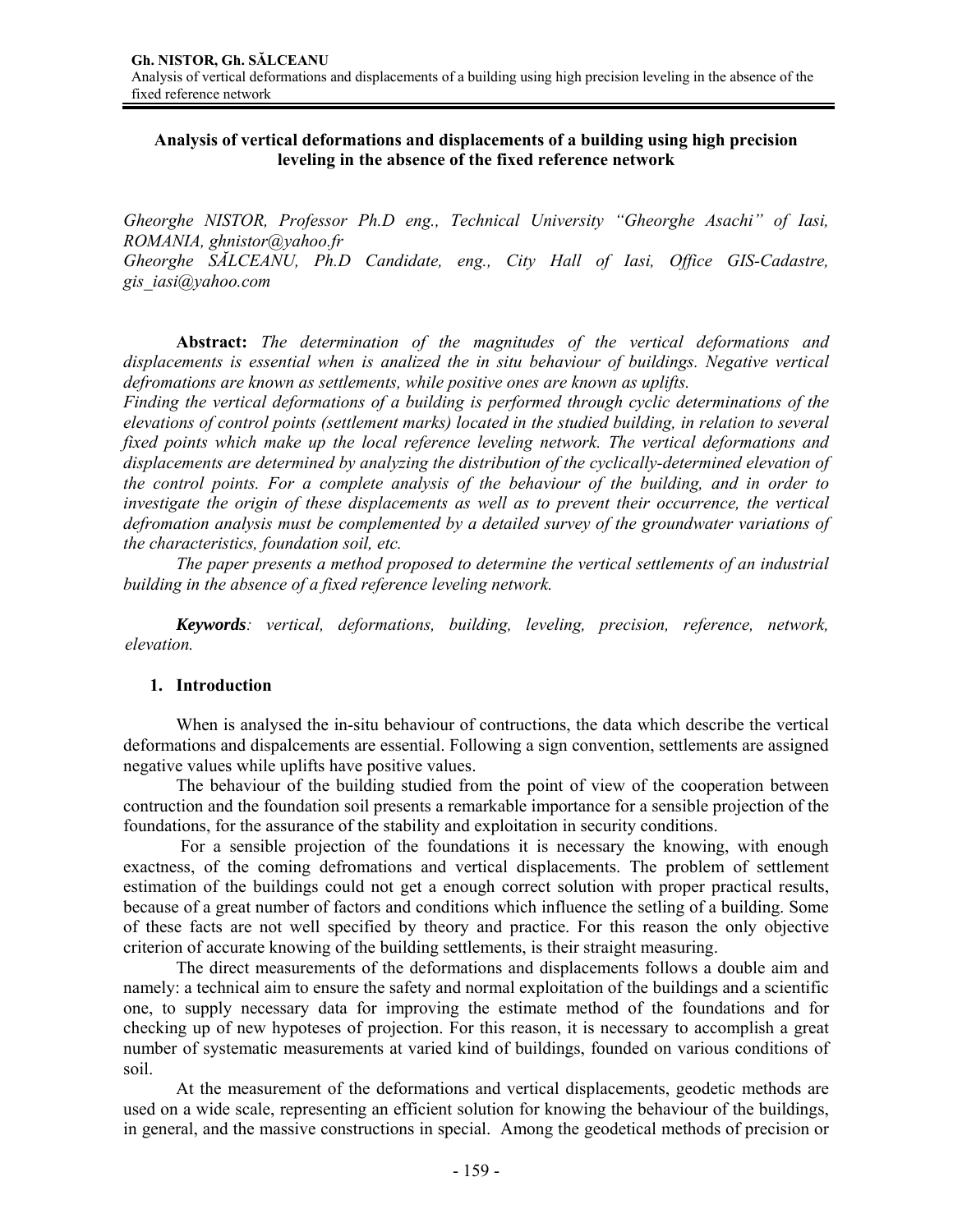# Analysis of vertical deformations and displacements of a building using high precision leveling in the absence of the fixed reference network

*Gheorghe NISTOR, Professor Ph.D eng., Technical University "Gheorghe Asachi" of Iasi, ROMANIA, ghnistor@yahoo.fr*
*Gheorghe SĂLCEANU, Ph.D Candidate, eng., City Hall of Iasi, Office GIS-Cadastre, gis_iasi@yahoo.com*

**Abstract:** *The determination of the magnitudes of the vertical deformations and displacements is essential when is analized the in situ behaviour of buildings. Negative vertical defromations are known as settlements, while positive ones are known as uplifts.*
*Finding the vertical deformations of a building is performed through cyclic determinations of the elevations of control points (settlement marks) located in the studied building, in relation to several fixed points which make up the local reference leveling network. The vertical deformations and displacements are determined by analyzing the distribution of the cyclically-determined elevation of the control points. For a complete analysis of the behaviour of the building, and in order to investigate the origin of these displacements as well as to prevent their occurrence, the vertical defromation analysis must be complemented by a detailed survey of the groundwater variations of the characteristics, foundation soil, etc.*

*The paper presents a method proposed to determine the vertical settlements of an industrial building in the absence of a fixed reference leveling network.*

***Keywords**: vertical, deformations, building, leveling, precision, reference, network, elevation.*

## 1. Introduction

When is analysed the in-situ behaviour of contructions, the data which describe the vertical deformations and dispalcements are essential. Following a sign convention, settlements are assigned negative values while uplifts have positive values.

The behaviour of the building studied from the point of view of the cooperation between contruction and the foundation soil presents a remarkable importance for a sensible projection of the foundations, for the assurance of the stability and exploitation in security conditions.

For a sensible projection of the foundations it is necessary the knowing, with enough exactness, of the coming defromations and vertical displacements. The problem of settlement estimation of the buildings could not get a enough correct solution with proper practical results, because of a great number of factors and conditions which influence the setling of a building. Some of these facts are not well specified by theory and practice. For this reason the only objective criterion of accurate knowing of the building settlements, is their straight measuring.

The direct measurements of the deformations and displacements follows a double aim and namely: a technical aim to ensure the safety and normal exploitation of the buildings and a scientific one, to supply necessary data for improving the estimate method of the foundations and for checking up of new hypoteses of projection. For this reason, it is necessary to accomplish a great number of systematic measurements at varied kind of buildings, founded on various conditions of soil.

At the measurement of the deformations and vertical displacements, geodetic methods are used on a wide scale, representing an efficient solution for knowing the behaviour of the buildings, in general, and the massive constructions in special. Among the geodetical methods of precision or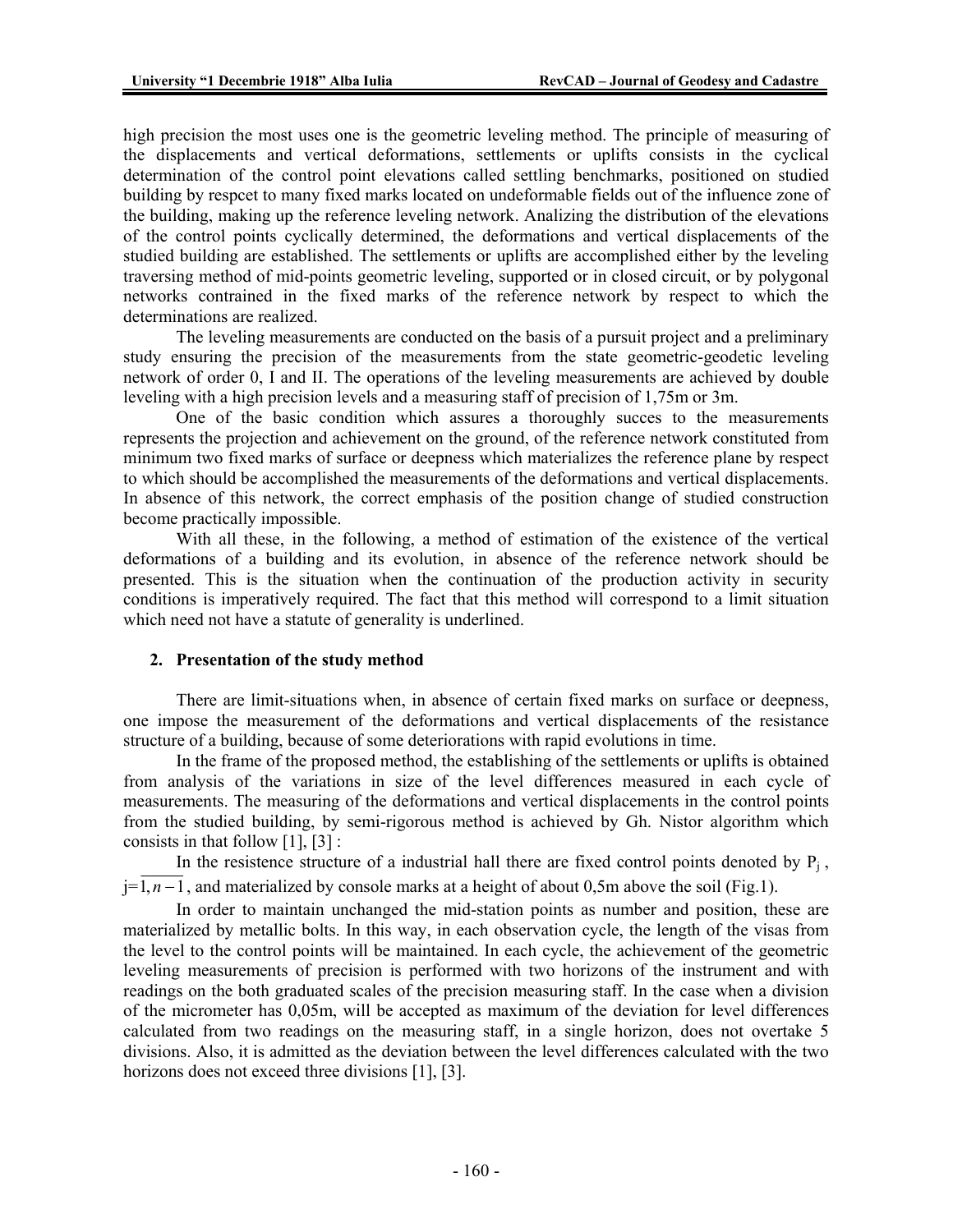high precision the most uses one is the geometric leveling method. The principle of measuring of the displacements and vertical deformations, settlements or uplifts consists in the cyclical determination of the control point elevations called settling benchmarks, positioned on studied building by respcet to many fixed marks located on undeformable fields out of the influence zone of the building, making up the reference leveling network. Analizing the distribution of the elevations of the control points cyclically determined, the deformations and vertical displacements of the studied building are established. The settlements or uplifts are accomplished either by the leveling traversing method of mid-points geometric leveling, supported or in closed circuit, or by polygonal networks contrained in the fixed marks of the reference network by respect to which the determinations are realized.

The leveling measurements are conducted on the basis of a pursuit project and a preliminary study ensuring the precision of the measurements from the state geometric-geodetic leveling network of order 0, I and II. The operations of the leveling measurements are achieved by double leveling with a high precision levels and a measuring staff of precision of 1,75m or 3m.

One of the basic condition which assures a thoroughly succes to the measurements represents the projection and achievement on the ground, of the reference network constituted from minimum two fixed marks of surface or deepness which materializes the reference plane by respect to which should be accomplished the measurements of the deformations and vertical displacements. In absence of this network, the correct emphasis of the position change of studied construction become practically impossible.

With all these, in the following, a method of estimation of the existence of the vertical deformations of a building and its evolution, in absence of the reference network should be presented. This is the situation when the continuation of the production activity in security conditions is imperatively required. The fact that this method will correspond to a limit situation which need not have a statute of generality is underlined.

## 2. Presentation of the study method

There are limit-situations when, in absence of certain fixed marks on surface or deepness, one impose the measurement of the deformations and vertical displacements of the resistance structure of a building, because of some deteriorations with rapid evolutions in time.

In the frame of the proposed method, the establishing of the settlements or uplifts is obtained from analysis of the variations in size of the level differences measured in each cycle of measurements. The measuring of the deformations and vertical displacements in the control points from the studied building, by semi-rigorous method is achieved by Gh. Nistor algorithm which consists in that follow [1], [3] :

In the resistence structure of a industrial hall there are fixed control points denoted by $P_j$, $j=\overline{1,n-1}$, and materialized by console marks at a height of about 0,5m above the soil (Fig.1).

In order to maintain unchanged the mid-station points as number and position, these are materialized by metallic bolts. In this way, in each observation cycle, the length of the visas from the level to the control points will be maintained. In each cycle, the achievement of the geometric leveling measurements of precision is performed with two horizons of the instrument and with readings on the both graduated scales of the precision measuring staff. In the case when a division of the micrometer has 0,05m, will be accepted as maximum of the deviation for level differences calculated from two readings on the measuring staff, in a single horizon, does not overtake 5 divisions. Also, it is admitted as the deviation between the level differences calculated with the two horizons does not exceed three divisions [1], [3].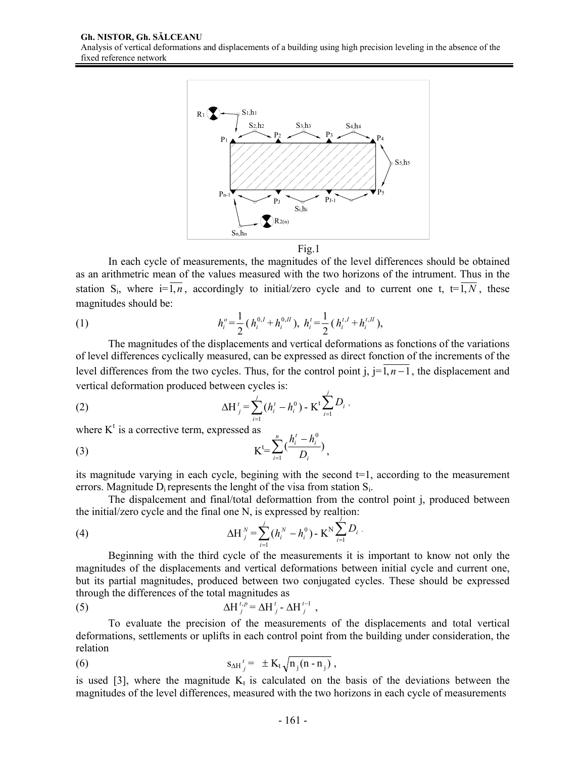Fig.1

In each cycle of measurements, the magnitudes of the level differences should be obtained as an arithmetic mean of the values measured with the two horizons of the intrument. Thus in the station $S_i$, where $i=\overline{1,n}$, accordingly to initial/zero cycle and to current one t, $t=\overline{1,N}$, these magnitudes should be:

$$h_i^o = \frac{1}{2}(h_i^{0,I} + h_i^{0,II}),\ h_i^t = \frac{1}{2}(h_i^{t,I} + h_i^{t,II}), \tag{1}$$

The magnitudes of the displacements and vertical deformations as fonctions of the variations of level differences cyclically measured, can be expressed as direct fonction of the increments of the level differences from the two cycles. Thus, for the control point j, $j=\overline{1,n-1}$, the displacement and vertical deformation produced between cycles is:

$$\Delta H_j^t = \sum_{i=1}^{j}(h_i^t - h_i^0) - K^t \sum_{i=1}^{j} D_i\ , \tag{2}$$

where $K^t$ is a corrective term, expressed as

$$K^t = \sum_{i=1}^{n}\left(\frac{h_i^t - h_i^0}{D_i}\right), \tag{3}$$

its magnitude varying in each cycle, begining with the second t=1, according to the measurement errors. Magnitude $D_i$ represents the lenght of the visa from station $S_i$.

The dispalcement and final/total deformattion from the control point j, produced between the initial/zero cycle and the final one N, is expressed by realtion:

$$\Delta H_j^N = \sum_{i=1}^{j}(h_i^N - h_i^0) - K^N \sum_{i=1}^{j} D_i\ . \tag{4}$$

Beginning with the third cycle of the measurements it is important to know not only the magnitudes of the displacements and vertical deformations between initial cycle and current one, but its partial magnitudes, produced between two conjugated cycles. These should be expressed through the differences of the total magnitudes as

$$\Delta H_j^{t,p} = \Delta H_j^t - \Delta H_j^{t-1}\ , \tag{5}$$

To evaluate the precision of the measurements of the displacements and total vertical deformations, settlements or uplifts in each control point from the building under consideration, the relation

$$s_{\Delta H_j^t} = \pm K_t \sqrt{n_j (n - n_j)}\ , \tag{6}$$

is used [3], where the magnitude $K_t$ is calculated on the basis of the deviations between the magnitudes of the level differences, measured with the two horizons in each cycle of measurements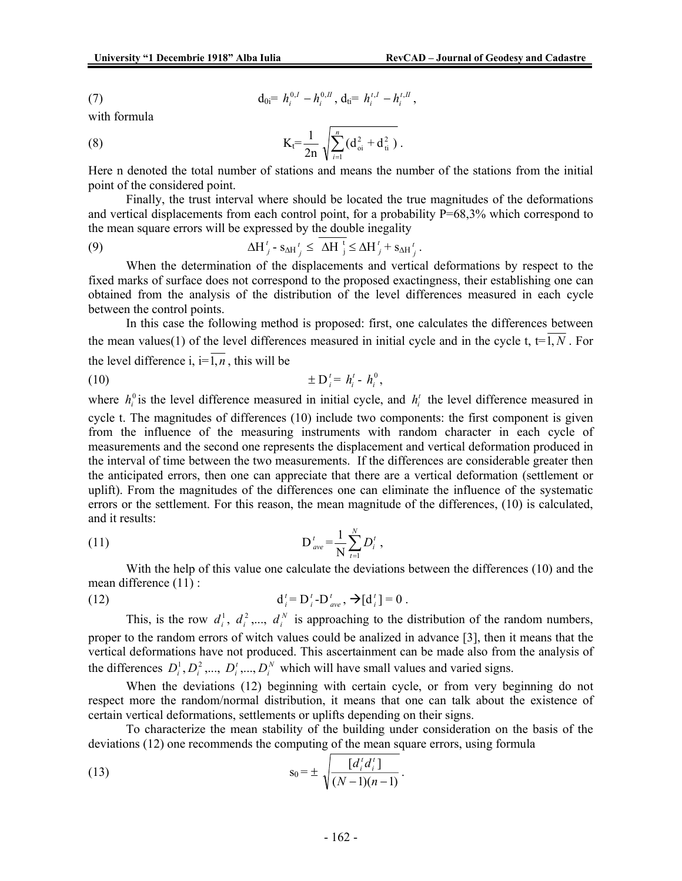$$d_{0i} = h_i^{0,I} - h_i^{0,II}, \quad d_{ti} = h_i^{t,I} - h_i^{t,II}, \tag{7}$$

with formula

$$K_t = \frac{1}{2n}\sqrt{\sum_{i=1}^{n}(d_{oi}^2 + d_{ti}^2)}\,. \tag{8}$$

Here n denoted the total number of stations and means the number of the stations from the initial point of the considered point.

Finally, the trust interval where should be located the true magnitudes of the deformations and vertical displacements from each control point, for a probability P=68,3% which correspond to the mean square errors will be expressed by the double inegality

$$\Delta H_j^t - s_{\Delta H_j^t} \leq \overline{\Delta H_j^t} \leq \Delta H_j^t + s_{\Delta H_j^t}\,. \tag{9}$$

When the determination of the displacements and vertical deformations by respect to the fixed marks of surface does not correspond to the proposed exactingness, their establishing one can obtained from the analysis of the distribution of the level differences measured in each cycle between the control points.

In this case the following method is proposed: first, one calculates the differences between the mean values(1) of the level differences measured in initial cycle and in the cycle t, $t=\overline{1,N}$. For the level difference i, $i=\overline{1,n}$, this will be

$$\pm D_i^t = h_i^t - h_i^0, \tag{10}$$

where $h_i^0$ is the level difference measured in initial cycle, and $h_i^t$ the level difference measured in cycle t. The magnitudes of differences (10) include two components: the first component is given from the influence of the measuring instruments with random character in each cycle of measurements and the second one represents the displacement and vertical deformation produced in the interval of time between the two measurements. If the differences are considerable greater then the anticipated errors, then one can appreciate that there are a vertical deformation (settlement or uplift). From the magnitudes of the differences one can eliminate the influence of the systematic errors or the settlement. For this reason, the mean magnitude of the differences, (10) is calculated, and it results:

$$D_{ave}^t = \frac{1}{N}\sum_{t=1}^{N} D_i^t\,, \tag{11}$$

With the help of this value one calculate the deviations between the differences (10) and the mean difference (11) :

$$d_i^t = D_i^t - D_{ave}^t\,, \rightarrow [d_i^t] = 0\,. \tag{12}$$

This, is the row $d_i^1,\ d_i^2, ...,\ d_i^N$ is approaching to the distribution of the random numbers, proper to the random errors of witch values could be analized in advance [3], then it means that the vertical deformations have not produced. This ascertainment can be made also from the analysis of the differences $D_i^1, D_i^2, ..., D_i^t, ..., D_i^N$ which will have small values and varied signs.

When the deviations (12) beginning with certain cycle, or from very beginning do not respect more the random/normal distribution, it means that one can talk about the existence of certain vertical deformations, settlements or uplifts depending on their signs.

To characterize the mean stability of the building under consideration on the basis of the deviations (12) one recommends the computing of the mean square errors, using formula

$$s_0 = \pm\sqrt{\frac{[d_i^t d_i^t]}{(N-1)(n-1)}}\,. \tag{13}$$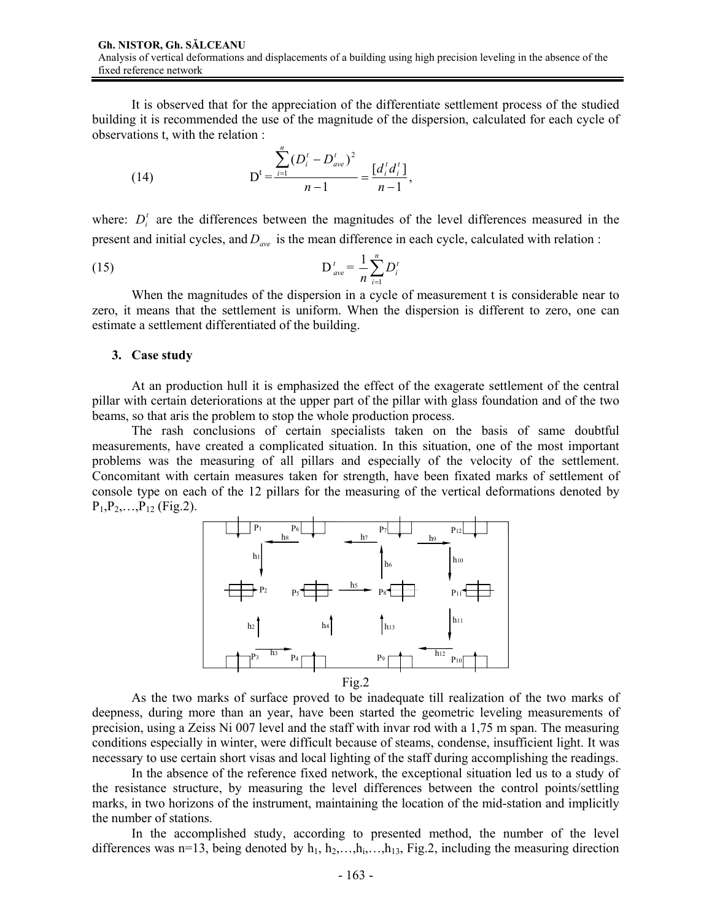It is observed that for the appreciation of the differentiate settlement process of the studied building it is recommended the use of the magnitude of the dispersion, calculated for each cycle of observations t, with the relation :

$$\text{(14)} \qquad D^t = \frac{\sum_{i=1}^{n}(D_i^t - D_{ave}^t)^2}{n-1} = \frac{[d_i^t d_i^t]}{n-1},$$

where: $D_i^t$ are the differences between the magnitudes of the level differences measured in the present and initial cycles, and $D_{ave}$ is the mean difference in each cycle, calculated with relation :

$$\text{(15)} \qquad D_{ave}^t = \frac{1}{n}\sum_{i=1}^{n} D_i^t$$

When the magnitudes of the dispersion in a cycle of measurement t is considerable near to zero, it means that the settlement is uniform. When the dispersion is different to zero, one can estimate a settlement differentiated of the building.

### 3. Case study

At an production hull it is emphasized the effect of the exagerate settlement of the central pillar with certain deteriorations at the upper part of the pillar with glass foundation and of the two beams, so that aris the problem to stop the whole production process.

The rash conclusions of certain specialists taken on the basis of same doubtful measurements, have created a complicated situation. In this situation, one of the most important problems was the measuring of all pillars and especially of the velocity of the settlement. Concomitant with certain measures taken for strength, have been fixated marks of settlement of console type on each of the 12 pillars for the measuring of the vertical deformations denoted by $P_1, P_2, \ldots, P_{12}$ (Fig.2).

Fig.2

As the two marks of surface proved to be inadequate till realization of the two marks of deepness, during more than an year, have been started the geometric leveling measurements of precision, using a Zeiss Ni 007 level and the staff with invar rod with a 1,75 m span. The measuring conditions especially in winter, were difficult because of steams, condense, insufficient light. It was necessary to use certain short visas and local lighting of the staff during accomplishing the readings.

In the absence of the reference fixed network, the exceptional situation led us to a study of the resistance structure, by measuring the level differences between the control points/settling marks, in two horizons of the instrument, maintaining the location of the mid-station and implicitly the number of stations.

In the accomplished study, according to presented method, the number of the level differences was n=13, being denoted by $h_1, h_2, \ldots, h_i, \ldots, h_{13}$, Fig.2, including the measuring direction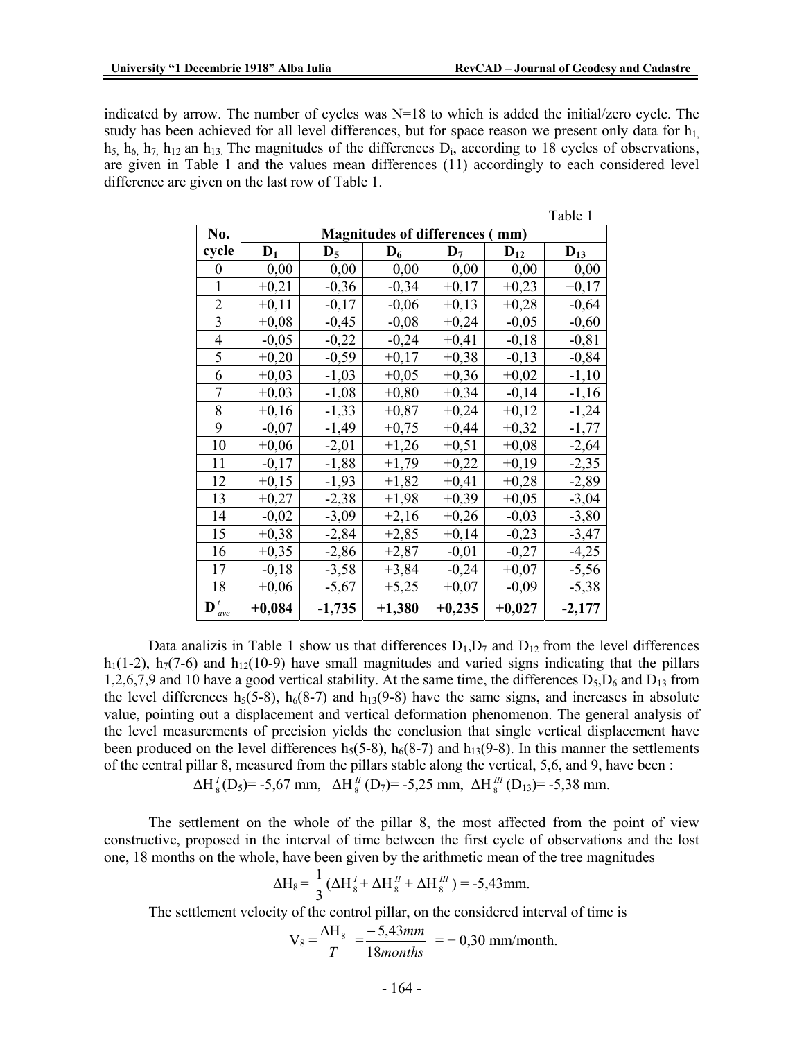indicated by arrow. The number of cycles was N=18 to which is added the initial/zero cycle. The study has been achieved for all level differences, but for space reason we present only data for $h_1$, $h_5$, $h_6$, $h_7$, $h_{12}$ an $h_{13}$. The magnitudes of the differences $D_i$, according to 18 cycles of observations, are given in Table 1 and the values mean differences (11) accordingly to each considered level difference are given on the last row of Table 1.

Table 1

| No. cycle | Magnitudes of differences ( mm) | | | | | |
|---|---|---|---|---|---|---|
| | $D_1$ | $D_5$ | $D_6$ | $D_7$ | $D_{12}$ | $D_{13}$ |
| 0 | 0,00 | 0,00 | 0,00 | 0,00 | 0,00 | 0,00 |
| 1 | +0,21 | -0,36 | -0,34 | +0,17 | +0,23 | +0,17 |
| 2 | +0,11 | -0,17 | -0,06 | +0,13 | +0,28 | -0,64 |
| 3 | +0,08 | -0,45 | -0,08 | +0,24 | -0,05 | -0,60 |
| 4 | -0,05 | -0,22 | -0,24 | +0,41 | -0,18 | -0,81 |
| 5 | +0,20 | -0,59 | +0,17 | +0,38 | -0,13 | -0,84 |
| 6 | +0,03 | -1,03 | +0,05 | +0,36 | +0,02 | -1,10 |
| 7 | +0,03 | -1,08 | +0,80 | +0,34 | -0,14 | -1,16 |
| 8 | +0,16 | -1,33 | +0,87 | +0,24 | +0,12 | -1,24 |
| 9 | -0,07 | -1,49 | +0,75 | +0,44 | +0,32 | -1,77 |
| 10 | +0,06 | -2,01 | +1,26 | +0,51 | +0,08 | -2,64 |
| 11 | -0,17 | -1,88 | +1,79 | +0,22 | +0,19 | -2,35 |
| 12 | +0,15 | -1,93 | +1,82 | +0,41 | +0,28 | -2,89 |
| 13 | +0,27 | -2,38 | +1,98 | +0,39 | +0,05 | -3,04 |
| 14 | -0,02 | -3,09 | +2,16 | +0,26 | -0,03 | -3,80 |
| 15 | +0,38 | -2,84 | +2,85 | +0,14 | -0,23 | -3,47 |
| 16 | +0,35 | -2,86 | +2,87 | -0,01 | -0,27 | -4,25 |
| 17 | -0,18 | -3,58 | +3,84 | -0,24 | +0,07 | -5,56 |
| 18 | +0,06 | -5,67 | +5,25 | +0,07 | -0,09 | -5,38 |
| $\mathbf{D}^{\prime}_{ave}$ | **+0,084** | **-1,735** | **+1,380** | **+0,235** | **+0,027** | **-2,177** |

Data analizis in Table 1 show us that differences $D_1$,$D_7$ and $D_{12}$ from the level differences $h_1$(1-2), $h_7$(7-6) and $h_{12}$(10-9) have small magnitudes and varied signs indicating that the pillars 1,2,6,7,9 and 10 have a good vertical stability. At the same time, the differences $D_5$,$D_6$ and $D_{13}$ from the level differences $h_5$(5-8), $h_6$(8-7) and $h_{13}$(9-8) have the same signs, and increases in absolute value, pointing out a displacement and vertical deformation phenomenon. The general analysis of the level measurements of precision yields the conclusion that single vertical displacement have been produced on the level differences $h_5$(5-8), $h_6$(8-7) and $h_{13}$(9-8). In this manner the settlements of the central pillar 8, measured from the pillars stable along the vertical, 5,6, and 9, have been :

$$\Delta H_8^{I}(D_5) = -5{,}67 \text{ mm}, \quad \Delta H_8^{II}(D_7) = -5{,}25 \text{ mm}, \quad \Delta H_8^{III}(D_{13}) = -5{,}38 \text{ mm}.$$

The settlement on the whole of the pillar 8, the most affected from the point of view constructive, proposed in the interval of time between the first cycle of observations and the lost one, 18 months on the whole, have been given by the arithmetic mean of the tree magnitudes

$$\Delta H_8 = \frac{1}{3}(\Delta H_8^{I} + \Delta H_8^{II} + \Delta H_8^{III}) = -5{,}43\text{mm}.$$

The settlement velocity of the control pillar, on the considered interval of time is

$$V_8 = \frac{\Delta H_8}{T} = \frac{-5{,}43mm}{18months} = -0{,}30 \text{ mm/month}.$$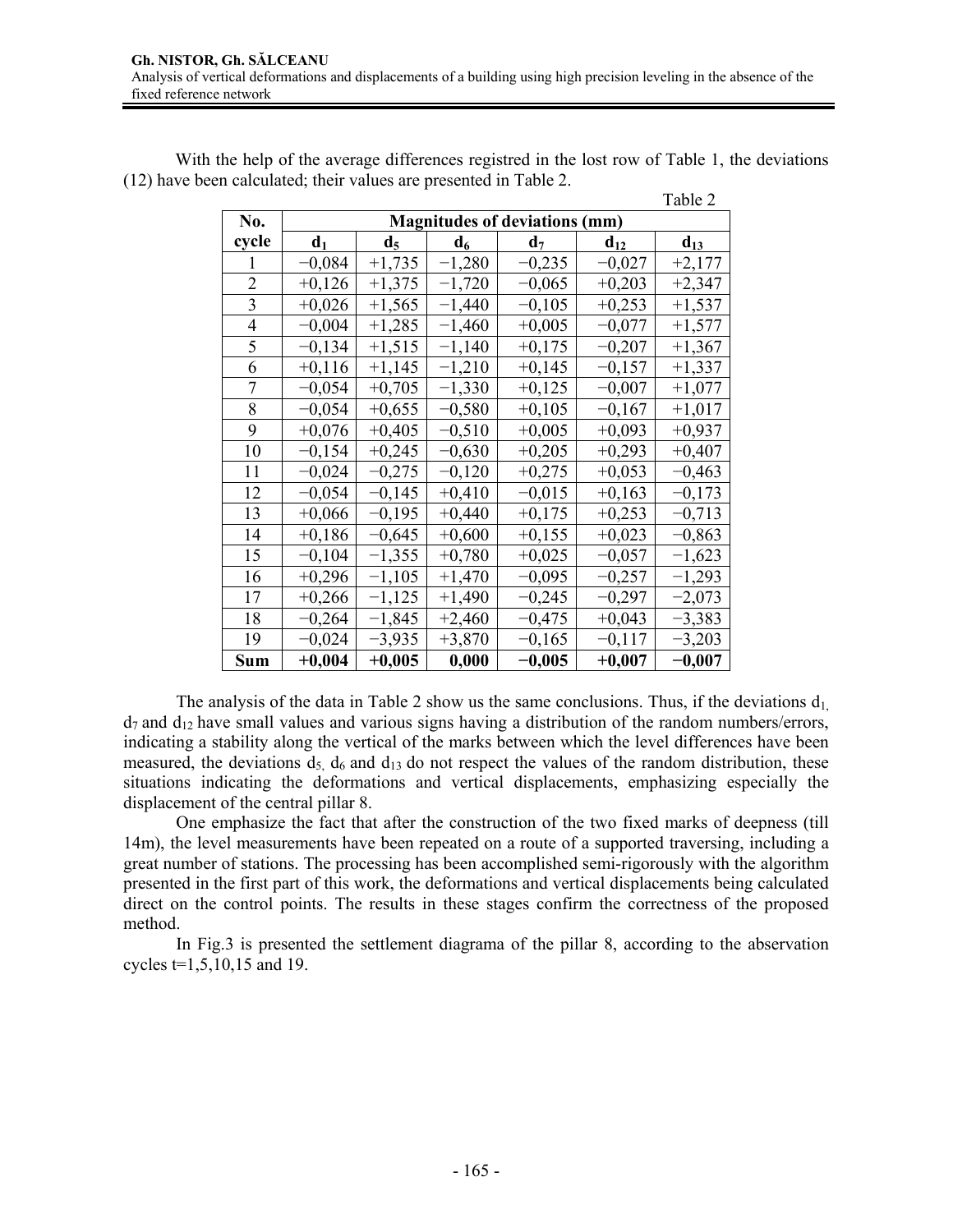With the help of the average differences registred in the lost row of Table 1, the deviations (12) have been calculated; their values are presented in Table 2.

Table 2

| No. cycle | Magnitudes of deviations (mm) | | | | | |
|---|---|---|---|---|---|---|
| | $d_1$ | $d_5$ | $d_6$ | $d_7$ | $d_{12}$ | $d_{13}$ |
| 1 | −0,084 | +1,735 | −1,280 | −0,235 | −0,027 | +2,177 |
| 2 | +0,126 | +1,375 | −1,720 | −0,065 | +0,203 | +2,347 |
| 3 | +0,026 | +1,565 | −1,440 | −0,105 | +0,253 | +1,537 |
| 4 | −0,004 | +1,285 | −1,460 | +0,005 | −0,077 | +1,577 |
| 5 | −0,134 | +1,515 | −1,140 | +0,175 | −0,207 | +1,367 |
| 6 | +0,116 | +1,145 | −1,210 | +0,145 | −0,157 | +1,337 |
| 7 | −0,054 | +0,705 | −1,330 | +0,125 | −0,007 | +1,077 |
| 8 | −0,054 | +0,655 | −0,580 | +0,105 | −0,167 | +1,017 |
| 9 | +0,076 | +0,405 | −0,510 | +0,005 | +0,093 | +0,937 |
| 10 | −0,154 | +0,245 | −0,630 | +0,205 | +0,293 | +0,407 |
| 11 | −0,024 | −0,275 | −0,120 | +0,275 | +0,053 | −0,463 |
| 12 | −0,054 | −0,145 | +0,410 | −0,015 | +0,163 | −0,173 |
| 13 | +0,066 | −0,195 | +0,440 | +0,175 | +0,253 | −0,713 |
| 14 | +0,186 | −0,645 | +0,600 | +0,155 | +0,023 | −0,863 |
| 15 | −0,104 | −1,355 | +0,780 | +0,025 | −0,057 | −1,623 |
| 16 | +0,296 | −1,105 | +1,470 | −0,095 | −0,257 | −1,293 |
| 17 | +0,266 | −1,125 | +1,490 | −0,245 | −0,297 | −2,073 |
| 18 | −0,264 | −1,845 | +2,460 | −0,475 | +0,043 | −3,383 |
| 19 | −0,024 | −3,935 | +3,870 | −0,165 | −0,117 | −3,203 |
| **Sum** | **+0,004** | **+0,005** | **0,000** | **−0,005** | **+0,007** | **−0,007** |

The analysis of the data in Table 2 show us the same conclusions. Thus, if the deviations $d_1$, $d_7$ and $d_{12}$ have small values and various signs having a distribution of the random numbers/errors, indicating a stability along the vertical of the marks between which the level differences have been measured, the deviations $d_5$, $d_6$ and $d_{13}$ do not respect the values of the random distribution, these situations indicating the deformations and vertical displacements, emphasizing especially the displacement of the central pillar 8.

One emphasize the fact that after the construction of the two fixed marks of deepness (till 14m), the level measurements have been repeated on a route of a supported traversing, including a great number of stations. The processing has been accomplished semi-rigorously with the algorithm presented in the first part of this work, the deformations and vertical displacements being calculated direct on the control points. The results in these stages confirm the correctness of the proposed method.

In Fig.3 is presented the settlement diagrama of the pillar 8, according to the observation cycles t=1,5,10,15 and 19.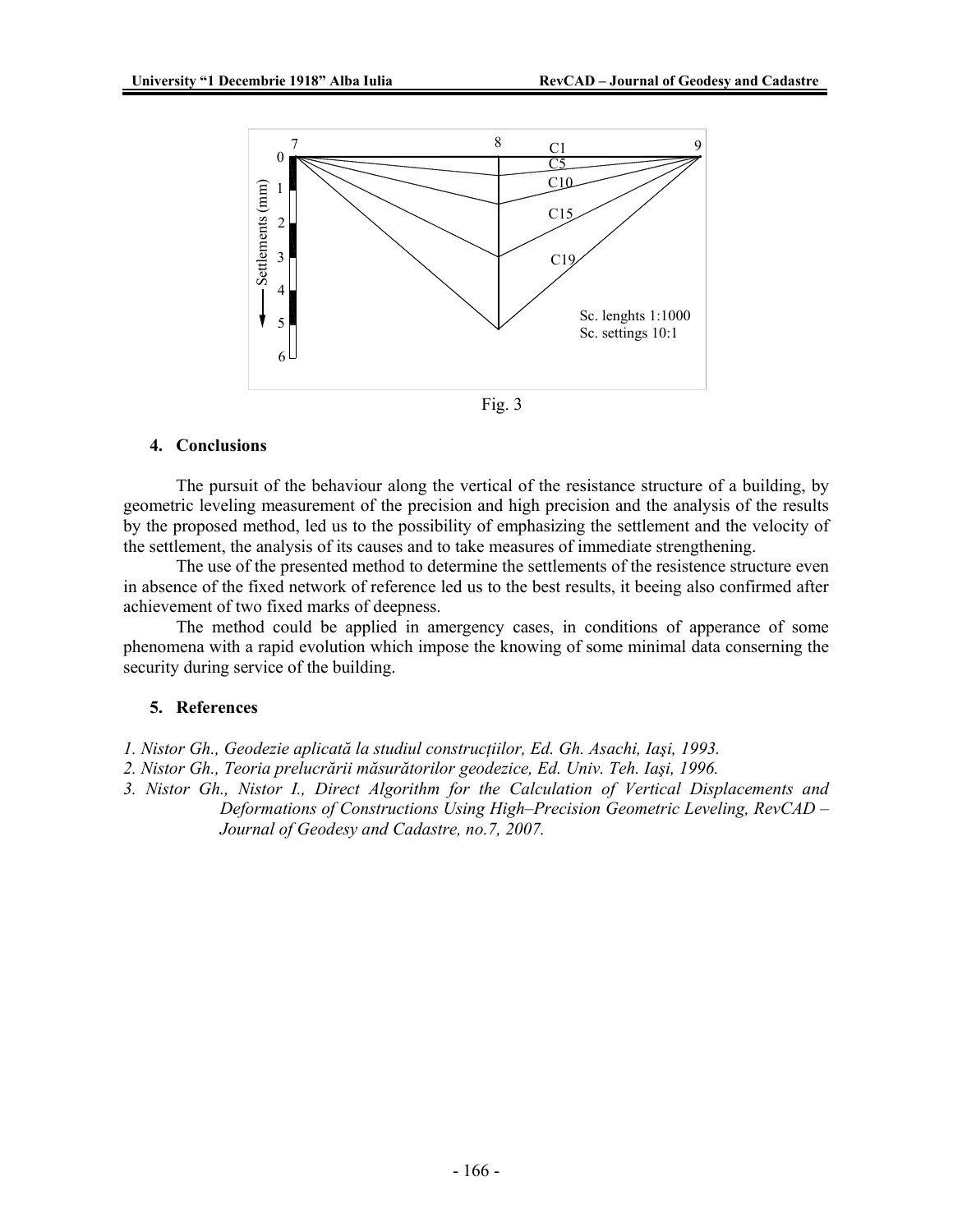7

8

9

0

1

2

3

4

5

6

Settlements (mm)

C1

C5

C10

C15

C19

Sc. lenghts 1:1000

Sc. settings 10:1

Fig. 3

## 4. Conclusions

The pursuit of the behaviour along the vertical of the resistance structure of a building, by geometric leveling measurement of the precision and high precision and the analysis of the results by the proposed method, led us to the possibility of emphasizing the settlement and the velocity of the settlement, the analysis of its causes and to take measures of immediate strengthening.

The use of the presented method to determine the settlements of the resistence structure even in absence of the fixed network of reference led us to the best results, it beeing also confirmed after achievement of two fixed marks of deepness.

The method could be applied in amergency cases, in conditions of apperance of some phenomena with a rapid evolution which impose the knowing of some minimal data conserning the security during service of the building.

## 5. References

1. *Nistor Gh., Geodezie aplicată la studiul construcţiilor, Ed. Gh. Asachi, Iaşi, 1993.*
2. *Nistor Gh., Teoria prelucrării măsurătorilor geodezice, Ed. Univ. Teh. Iaşi, 1996.*
3. *Nistor Gh., Nistor I., Direct Algorithm for the Calculation of Vertical Displacements and Deformations of Constructions Using High–Precision Geometric Leveling, RevCAD – Journal of Geodesy and Cadastre, no.7, 2007.*